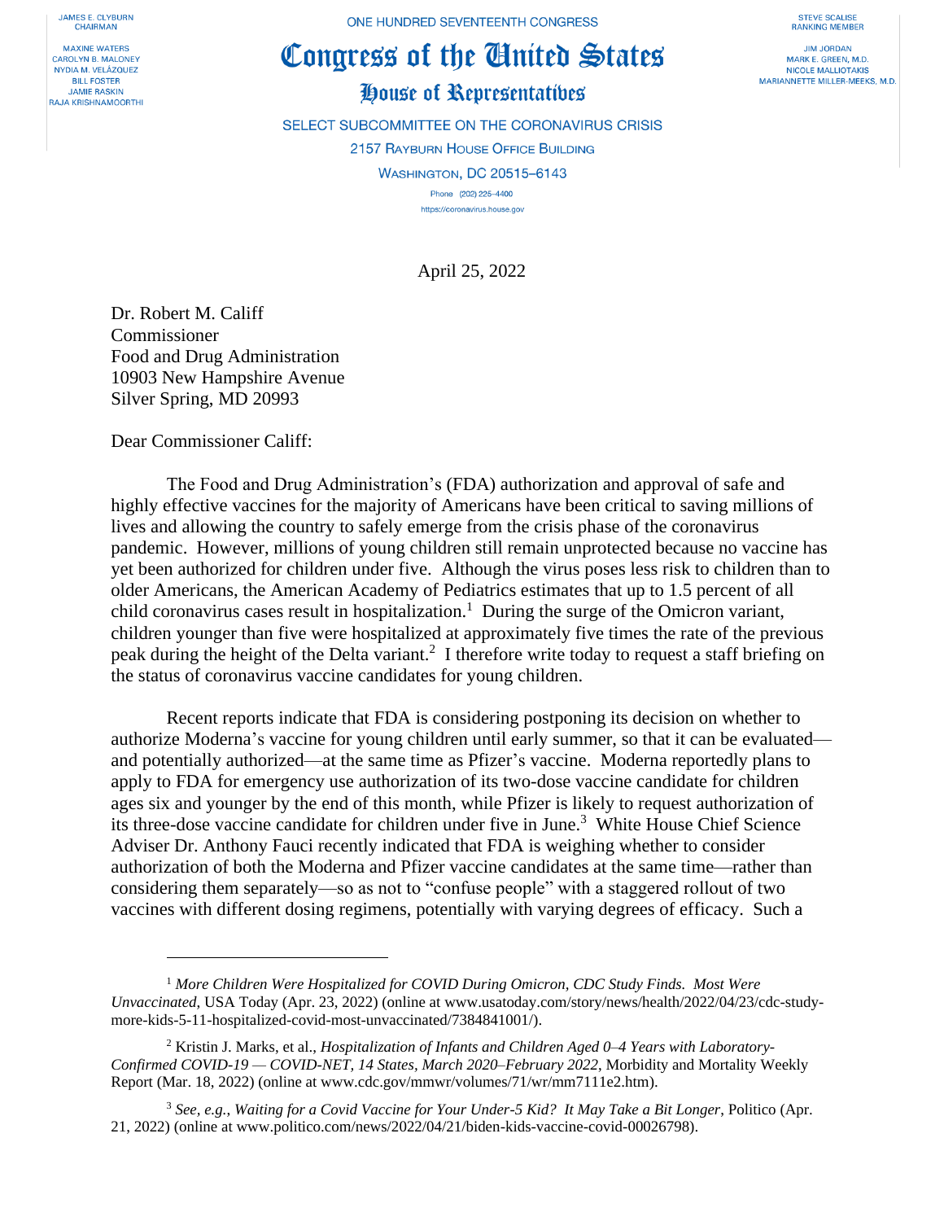JAMES E. CLYBURN
CHAIRMAN

MAXINE WATERS
CAROLYN B. MALONEY
NYDIA M. VELÁZQUEZ
BILL FOSTER
JAMIE RASKIN
RAJA KRISHNAMOORTHI

ONE HUNDRED SEVENTEENTH CONGRESS

# Congress of the United States

## House of Representatives

SELECT SUBCOMMITTEE ON THE CORONAVIRUS CRISIS

2157 RAYBURN HOUSE OFFICE BUILDING

WASHINGTON, DC 20515–6143

Phone (202) 225–4400

https://coronavirus.house.gov

STEVE SCALISE
RANKING MEMBER

JIM JORDAN
MARK E. GREEN, M.D.
NICOLE MALLIOTAKIS
MARIANNETTE MILLER-MEEKS, M.D.

April 25, 2022

Dr. Robert M. Califf
Commissioner
Food and Drug Administration
10903 New Hampshire Avenue
Silver Spring, MD 20993

Dear Commissioner Califf:

The Food and Drug Administration's (FDA) authorization and approval of safe and highly effective vaccines for the majority of Americans have been critical to saving millions of lives and allowing the country to safely emerge from the crisis phase of the coronavirus pandemic. However, millions of young children still remain unprotected because no vaccine has yet been authorized for children under five. Although the virus poses less risk to children than to older Americans, the American Academy of Pediatrics estimates that up to 1.5 percent of all child coronavirus cases result in hospitalization.[1] During the surge of the Omicron variant, children younger than five were hospitalized at approximately five times the rate of the previous peak during the height of the Delta variant.[2] I therefore write today to request a staff briefing on the status of coronavirus vaccine candidates for young children.

Recent reports indicate that FDA is considering postponing its decision on whether to authorize Moderna's vaccine for young children until early summer, so that it can be evaluated—and potentially authorized—at the same time as Pfizer's vaccine. Moderna reportedly plans to apply to FDA for emergency use authorization of its two-dose vaccine candidate for children ages six and younger by the end of this month, while Pfizer is likely to request authorization of its three-dose vaccine candidate for children under five in June.[3] White House Chief Science Adviser Dr. Anthony Fauci recently indicated that FDA is weighing whether to consider authorization of both the Moderna and Pfizer vaccine candidates at the same time—rather than considering them separately—so as not to "confuse people" with a staggered rollout of two vaccines with different dosing regimens, potentially with varying degrees of efficacy. Such a

---

[1] *More Children Were Hospitalized for COVID During Omicron, CDC Study Finds. Most Were Unvaccinated*, USA Today (Apr. 23, 2022) (online at www.usatoday.com/story/news/health/2022/04/23/cdc-study-more-kids-5-11-hospitalized-covid-most-unvaccinated/7384841001/).

[2] Kristin J. Marks, et al., *Hospitalization of Infants and Children Aged 0–4 Years with Laboratory-Confirmed COVID-19 — COVID-NET, 14 States, March 2020–February 2022*, Morbidity and Mortality Weekly Report (Mar. 18, 2022) (online at www.cdc.gov/mmwr/volumes/71/wr/mm7111e2.htm).

[3] *See, e.g.*, *Waiting for a Covid Vaccine for Your Under-5 Kid? It May Take a Bit Longer*, Politico (Apr. 21, 2022) (online at www.politico.com/news/2022/04/21/biden-kids-vaccine-covid-00026798).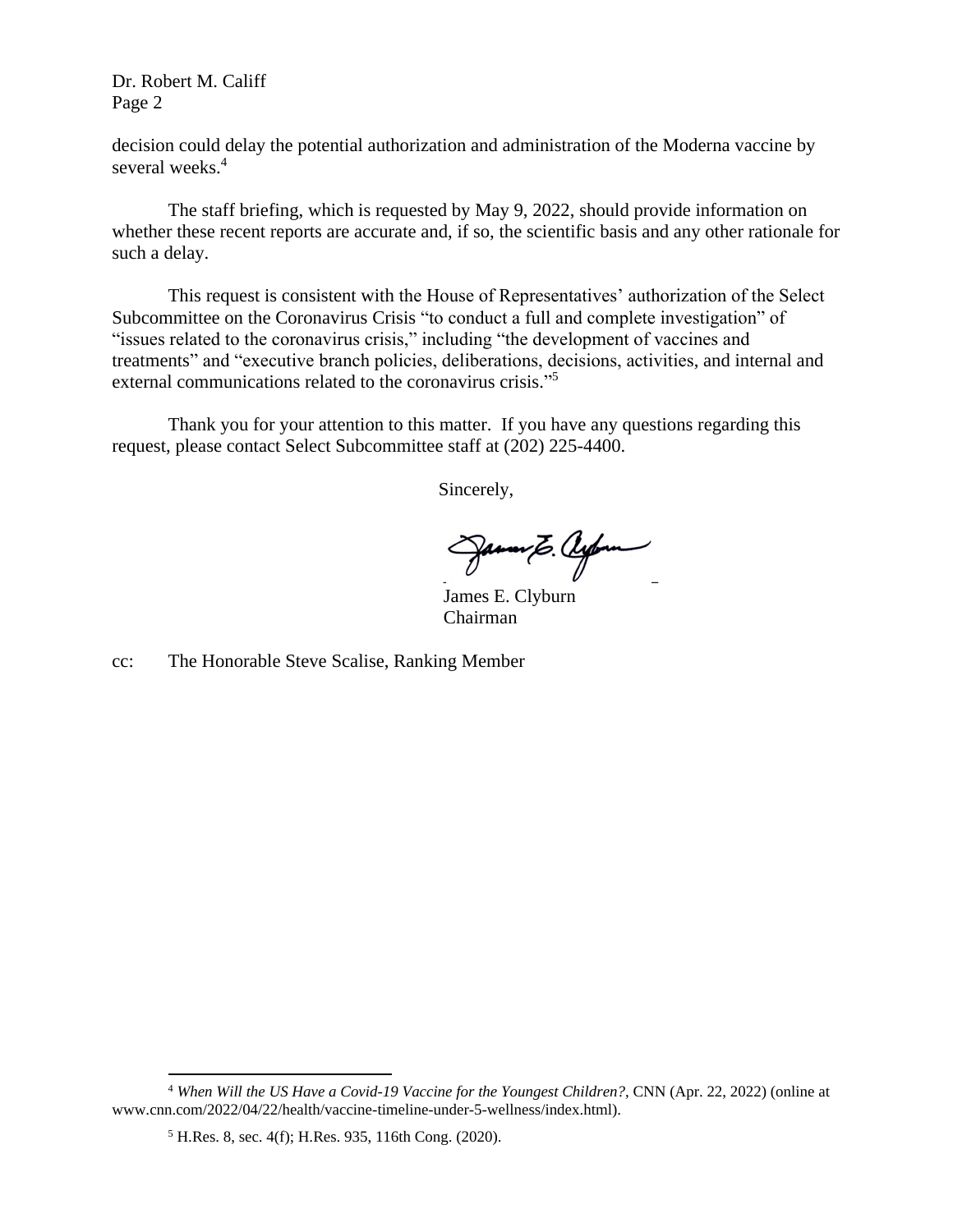decision could delay the potential authorization and administration of the Moderna vaccine by several weeks.[4]

The staff briefing, which is requested by May 9, 2022, should provide information on whether these recent reports are accurate and, if so, the scientific basis and any other rationale for such a delay.

This request is consistent with the House of Representatives' authorization of the Select Subcommittee on the Coronavirus Crisis "to conduct a full and complete investigation" of "issues related to the coronavirus crisis," including "the development of vaccines and treatments" and "executive branch policies, deliberations, decisions, activities, and internal and external communications related to the coronavirus crisis."[5]

Thank you for your attention to this matter. If you have any questions regarding this request, please contact Select Subcommittee staff at (202) 225-4400.

Sincerely,

James E. Clyburn
Chairman

cc: The Honorable Steve Scalise, Ranking Member

---

[4] *When Will the US Have a Covid-19 Vaccine for the Youngest Children?*, CNN (Apr. 22, 2022) (online at www.cnn.com/2022/04/22/health/vaccine-timeline-under-5-wellness/index.html).

[5] H.Res. 8, sec. 4(f); H.Res. 935, 116th Cong. (2020).